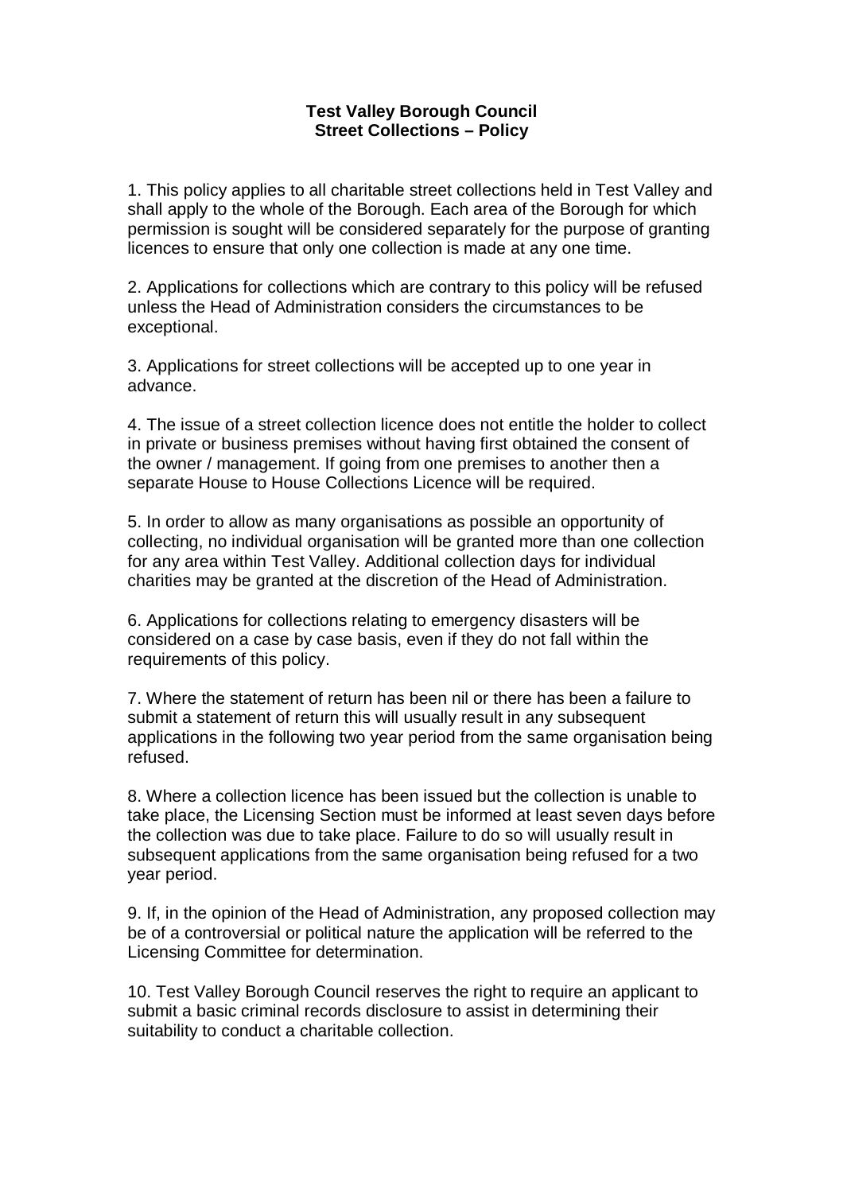**Test Valley Borough Council**
**Street Collections – Policy**

1. This policy applies to all charitable street collections held in Test Valley and shall apply to the whole of the Borough. Each area of the Borough for which permission is sought will be considered separately for the purpose of granting licences to ensure that only one collection is made at any one time.

2. Applications for collections which are contrary to this policy will be refused unless the Head of Administration considers the circumstances to be exceptional.

3. Applications for street collections will be accepted up to one year in advance.

4. The issue of a street collection licence does not entitle the holder to collect in private or business premises without having first obtained the consent of the owner / management. If going from one premises to another then a separate House to House Collections Licence will be required.

5. In order to allow as many organisations as possible an opportunity of collecting, no individual organisation will be granted more than one collection for any area within Test Valley. Additional collection days for individual charities may be granted at the discretion of the Head of Administration.

6. Applications for collections relating to emergency disasters will be considered on a case by case basis, even if they do not fall within the requirements of this policy.

7. Where the statement of return has been nil or there has been a failure to submit a statement of return this will usually result in any subsequent applications in the following two year period from the same organisation being refused.

8. Where a collection licence has been issued but the collection is unable to take place, the Licensing Section must be informed at least seven days before the collection was due to take place. Failure to do so will usually result in subsequent applications from the same organisation being refused for a two year period.

9. If, in the opinion of the Head of Administration, any proposed collection may be of a controversial or political nature the application will be referred to the Licensing Committee for determination.

10. Test Valley Borough Council reserves the right to require an applicant to submit a basic criminal records disclosure to assist in determining their suitability to conduct a charitable collection.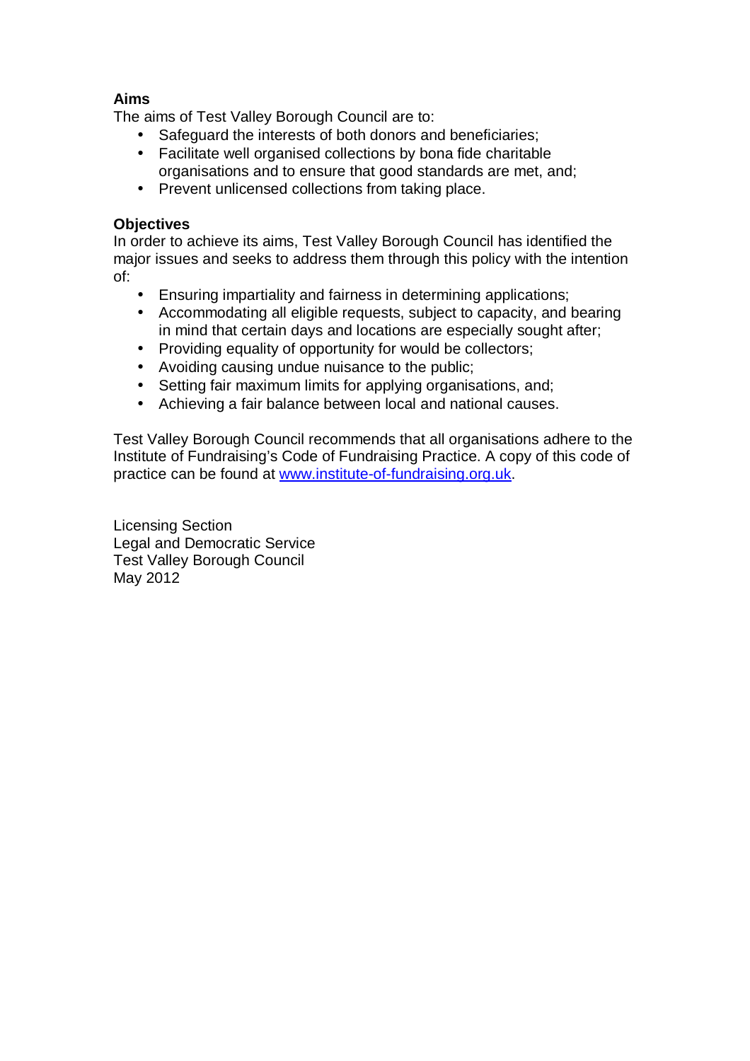**Aims**

The aims of Test Valley Borough Council are to:

- Safeguard the interests of both donors and beneficiaries;
- Facilitate well organised collections by bona fide charitable organisations and to ensure that good standards are met, and;
- Prevent unlicensed collections from taking place.

**Objectives**

In order to achieve its aims, Test Valley Borough Council has identified the major issues and seeks to address them through this policy with the intention of:

- Ensuring impartiality and fairness in determining applications;
- Accommodating all eligible requests, subject to capacity, and bearing in mind that certain days and locations are especially sought after;
- Providing equality of opportunity for would be collectors;
- Avoiding causing undue nuisance to the public;
- Setting fair maximum limits for applying organisations, and;
- Achieving a fair balance between local and national causes.

Test Valley Borough Council recommends that all organisations adhere to the Institute of Fundraising's Code of Fundraising Practice. A copy of this code of practice can be found at [www.institute-of-fundraising.org.uk](http://www.institute-of-fundraising.org.uk).

Licensing Section
Legal and Democratic Service
Test Valley Borough Council
May 2012